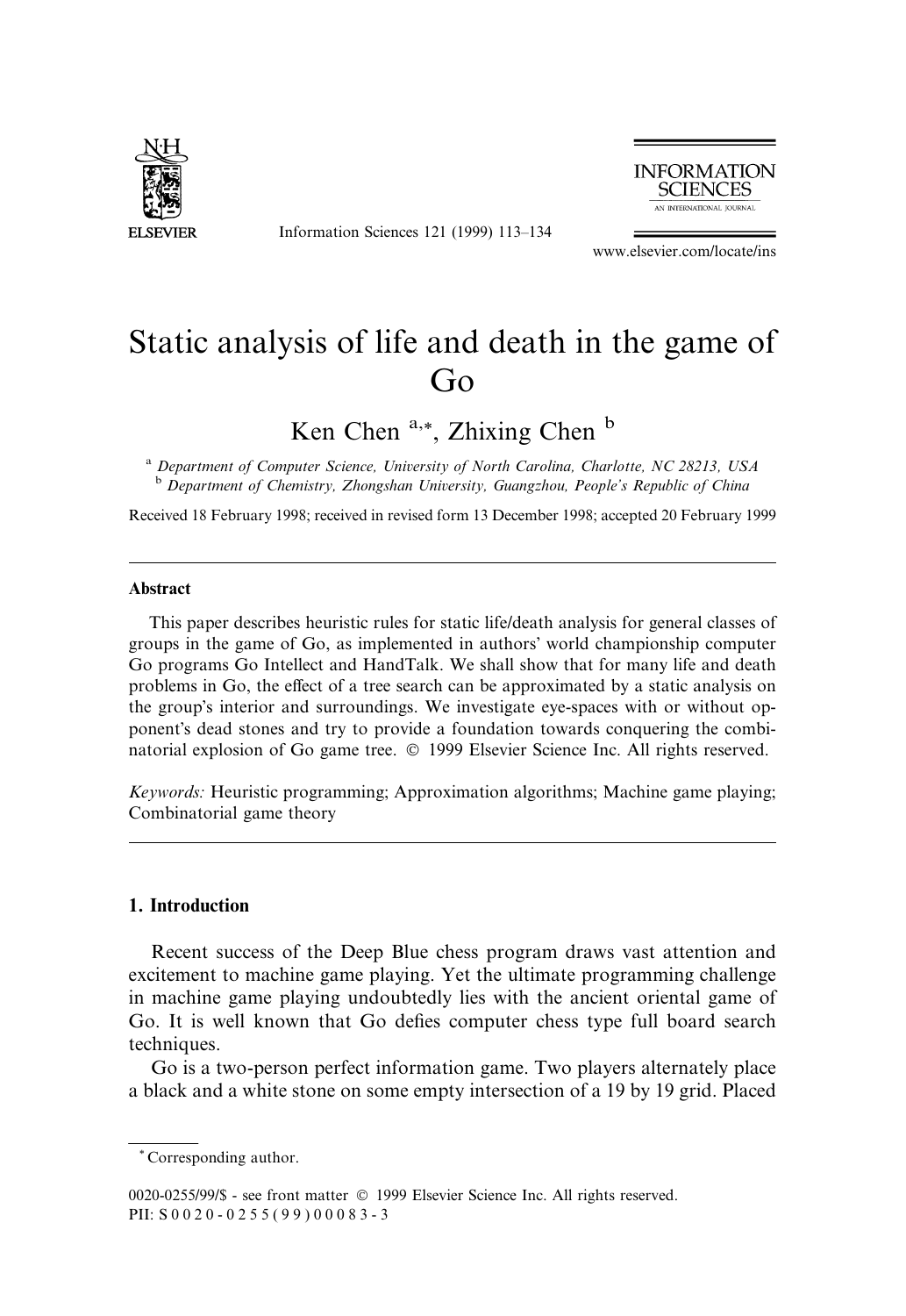# Static analysis of life and death in the game of Go

Ken Chen [a,*], Zhixing Chen [b]

[a] *Department of Computer Science, University of North Carolina, Charlotte, NC 28213, USA*
[b] *Department of Chemistry, Zhongshan University, Guangzhou, People's Republic of China*

Received 18 February 1998; received in revised form 13 December 1998; accepted 20 February 1999

---

### Abstract

This paper describes heuristic rules for static life/death analysis for general classes of groups in the game of Go, as implemented in authors' world championship computer Go programs Go Intellect and HandTalk. We shall show that for many life and death problems in Go, the effect of a tree search can be approximated by a static analysis on the group's interior and surroundings. We investigate eye-spaces with or without opponent's dead stones and try to provide a foundation towards conquering the combinatorial explosion of Go game tree. © 1999 Elsevier Science Inc. All rights reserved.

*Keywords:* Heuristic programming; Approximation algorithms; Machine game playing; Combinatorial game theory

---

## 1. Introduction

Recent success of the Deep Blue chess program draws vast attention and excitement to machine game playing. Yet the ultimate programming challenge in machine game playing undoubtedly lies with the ancient oriental game of Go. It is well known that Go defies computer chess type full board search techniques.

Go is a two-person perfect information game. Two players alternately place a black and a white stone on some empty intersection of a 19 by 19 grid. Placed

---

[*] Corresponding author.

0020-0255/99/$ - see front matter © 1999 Elsevier Science Inc. All rights reserved.
PII: S 0 0 2 0 - 0 2 5 5 ( 9 9 ) 0 0 0 8 3 - 3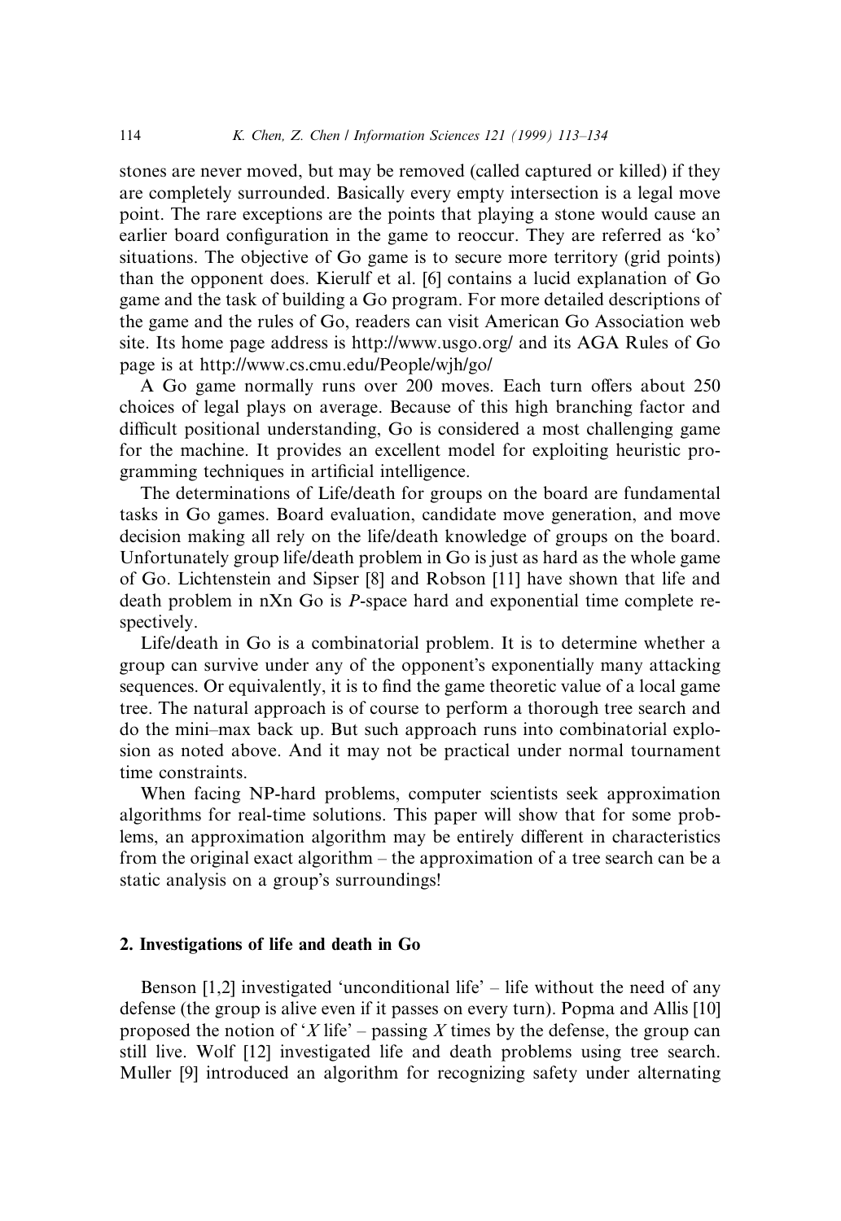stones are never moved, but may be removed (called captured or killed) if they are completely surrounded. Basically every empty intersection is a legal move point. The rare exceptions are the points that playing a stone would cause an earlier board configuration in the game to reoccur. They are referred as 'ko' situations. The objective of Go game is to secure more territory (grid points) than the opponent does. Kierulf et al. [6] contains a lucid explanation of Go game and the task of building a Go program. For more detailed descriptions of the game and the rules of Go, readers can visit American Go Association web site. Its home page address is http://www.usgo.org/ and its AGA Rules of Go page is at http://www.cs.cmu.edu/People/wjh/go/

A Go game normally runs over 200 moves. Each turn offers about 250 choices of legal plays on average. Because of this high branching factor and difficult positional understanding, Go is considered a most challenging game for the machine. It provides an excellent model for exploiting heuristic programming techniques in artificial intelligence.

The determinations of Life/death for groups on the board are fundamental tasks in Go games. Board evaluation, candidate move generation, and move decision making all rely on the life/death knowledge of groups on the board. Unfortunately group life/death problem in Go is just as hard as the whole game of Go. Lichtenstein and Sipser [8] and Robson [11] have shown that life and death problem in nXn Go is *P*-space hard and exponential time complete respectively.

Life/death in Go is a combinatorial problem. It is to determine whether a group can survive under any of the opponent's exponentially many attacking sequences. Or equivalently, it is to find the game theoretic value of a local game tree. The natural approach is of course to perform a thorough tree search and do the mini–max back up. But such approach runs into combinatorial explosion as noted above. And it may not be practical under normal tournament time constraints.

When facing NP-hard problems, computer scientists seek approximation algorithms for real-time solutions. This paper will show that for some problems, an approximation algorithm may be entirely different in characteristics from the original exact algorithm – the approximation of a tree search can be a static analysis on a group's surroundings!

## 2. Investigations of life and death in Go

Benson [1,2] investigated 'unconditional life' – life without the need of any defense (the group is alive even if it passes on every turn). Popma and Allis [10] proposed the notion of '*X* life' – passing *X* times by the defense, the group can still live. Wolf [12] investigated life and death problems using tree search. Muller [9] introduced an algorithm for recognizing safety under alternating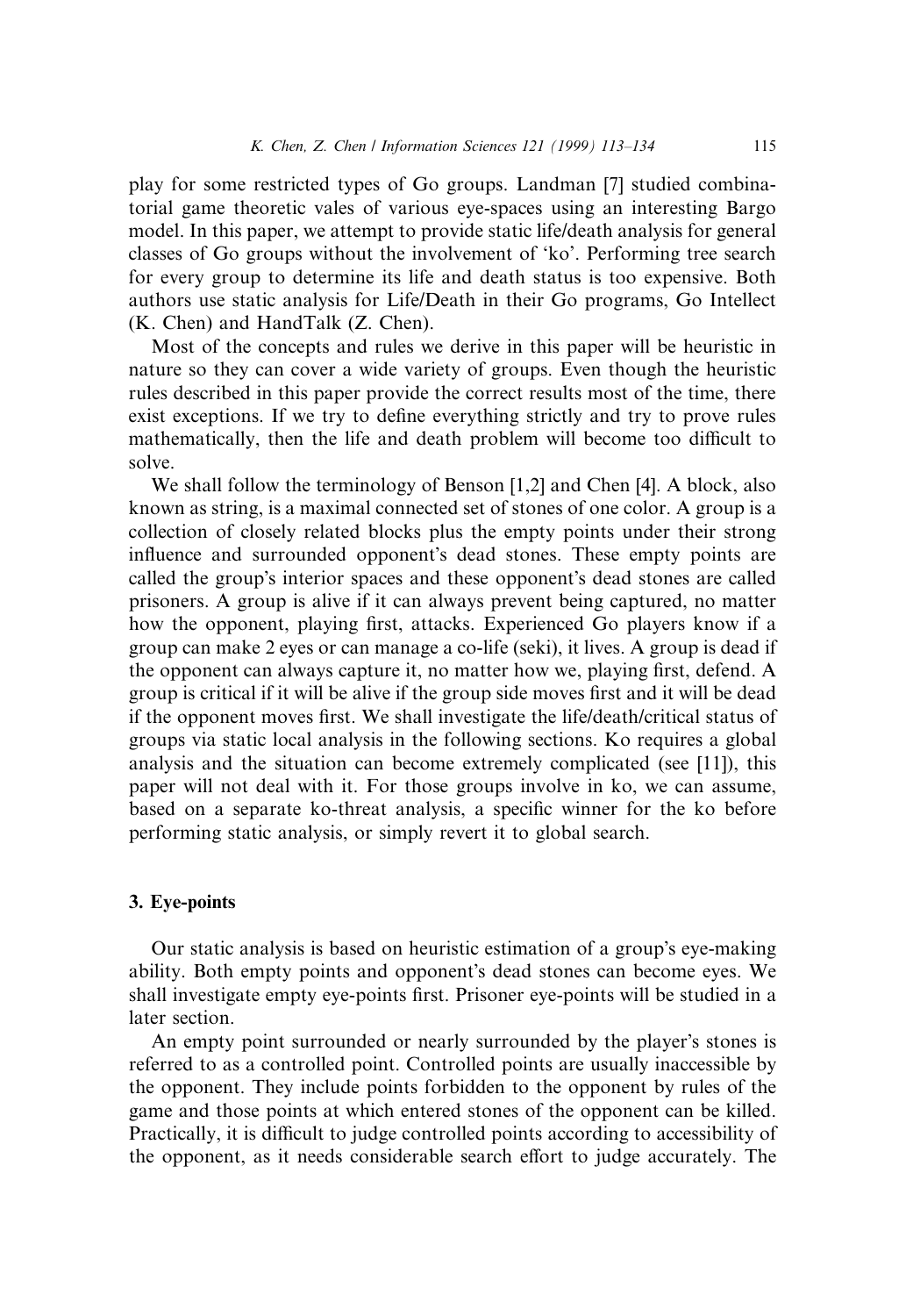play for some restricted types of Go groups. Landman [7] studied combinatorial game theoretic vales of various eye-spaces using an interesting Bargo model. In this paper, we attempt to provide static life/death analysis for general classes of Go groups without the involvement of 'ko'. Performing tree search for every group to determine its life and death status is too expensive. Both authors use static analysis for Life/Death in their Go programs, Go Intellect (K. Chen) and HandTalk (Z. Chen).

Most of the concepts and rules we derive in this paper will be heuristic in nature so they can cover a wide variety of groups. Even though the heuristic rules described in this paper provide the correct results most of the time, there exist exceptions. If we try to define everything strictly and try to prove rules mathematically, then the life and death problem will become too difficult to solve.

We shall follow the terminology of Benson [1,2] and Chen [4]. A block, also known as string, is a maximal connected set of stones of one color. A group is a collection of closely related blocks plus the empty points under their strong influence and surrounded opponent's dead stones. These empty points are called the group's interior spaces and these opponent's dead stones are called prisoners. A group is alive if it can always prevent being captured, no matter how the opponent, playing first, attacks. Experienced Go players know if a group can make 2 eyes or can manage a co-life (seki), it lives. A group is dead if the opponent can always capture it, no matter how we, playing first, defend. A group is critical if it will be alive if the group side moves first and it will be dead if the opponent moves first. We shall investigate the life/death/critical status of groups via static local analysis in the following sections. Ko requires a global analysis and the situation can become extremely complicated (see [11]), this paper will not deal with it. For those groups involve in ko, we can assume, based on a separate ko-threat analysis, a specific winner for the ko before performing static analysis, or simply revert it to global search.

## 3. Eye-points

Our static analysis is based on heuristic estimation of a group's eye-making ability. Both empty points and opponent's dead stones can become eyes. We shall investigate empty eye-points first. Prisoner eye-points will be studied in a later section.

An empty point surrounded or nearly surrounded by the player's stones is referred to as a controlled point. Controlled points are usually inaccessible by the opponent. They include points forbidden to the opponent by rules of the game and those points at which entered stones of the opponent can be killed. Practically, it is difficult to judge controlled points according to accessibility of the opponent, as it needs considerable search effort to judge accurately. The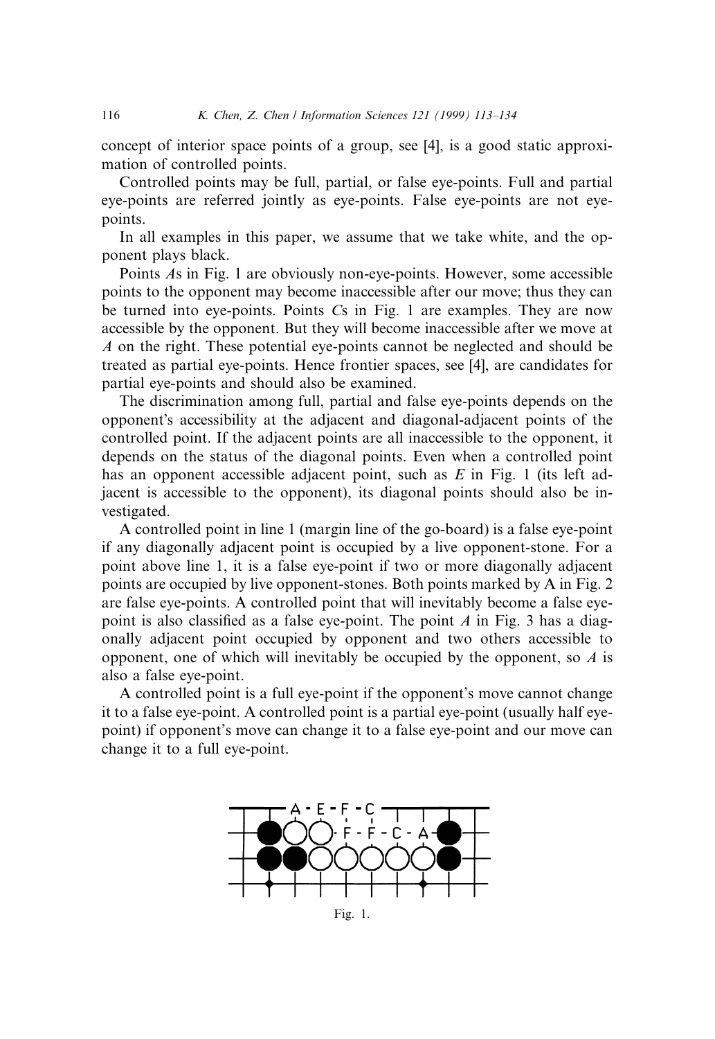concept of interior space points of a group, see [4], is a good static approximation of controlled points.

Controlled points may be full, partial, or false eye-points. Full and partial eye-points are referred jointly as eye-points. False eye-points are not eye-points.

In all examples in this paper, we assume that we take white, and the opponent plays black.

Points *A*s in Fig. 1 are obviously non-eye-points. However, some accessible points to the opponent may become inaccessible after our move; thus they can be turned into eye-points. Points *C*s in Fig. 1 are examples. They are now accessible by the opponent. But they will become inaccessible after we move at *A* on the right. These potential eye-points cannot be neglected and should be treated as partial eye-points. Hence frontier spaces, see [4], are candidates for partial eye-points and should also be examined.

The discrimination among full, partial and false eye-points depends on the opponent's accessibility at the adjacent and diagonal-adjacent points of the controlled point. If the adjacent points are all inaccessible to the opponent, it depends on the status of the diagonal points. Even when a controlled point has an opponent accessible adjacent point, such as *E* in Fig. 1 (its left adjacent is accessible to the opponent), its diagonal points should also be investigated.

A controlled point in line 1 (margin line of the go-board) is a false eye-point if any diagonally adjacent point is occupied by a live opponent-stone. For a point above line 1, it is a false eye-point if two or more diagonally adjacent points are occupied by live opponent-stones. Both points marked by A in Fig. 2 are false eye-points. A controlled point that will inevitably become a false eye-point is also classified as a false eye-point. The point *A* in Fig. 3 has a diagonally adjacent point occupied by opponent and two others accessible to opponent, one of which will inevitably be occupied by the opponent, so *A* is also a false eye-point.

A controlled point is a full eye-point if the opponent's move cannot change it to a false eye-point. A controlled point is a partial eye-point (usually half eye-point) if opponent's move can change it to a false eye-point and our move can change it to a full eye-point.

Fig. 1.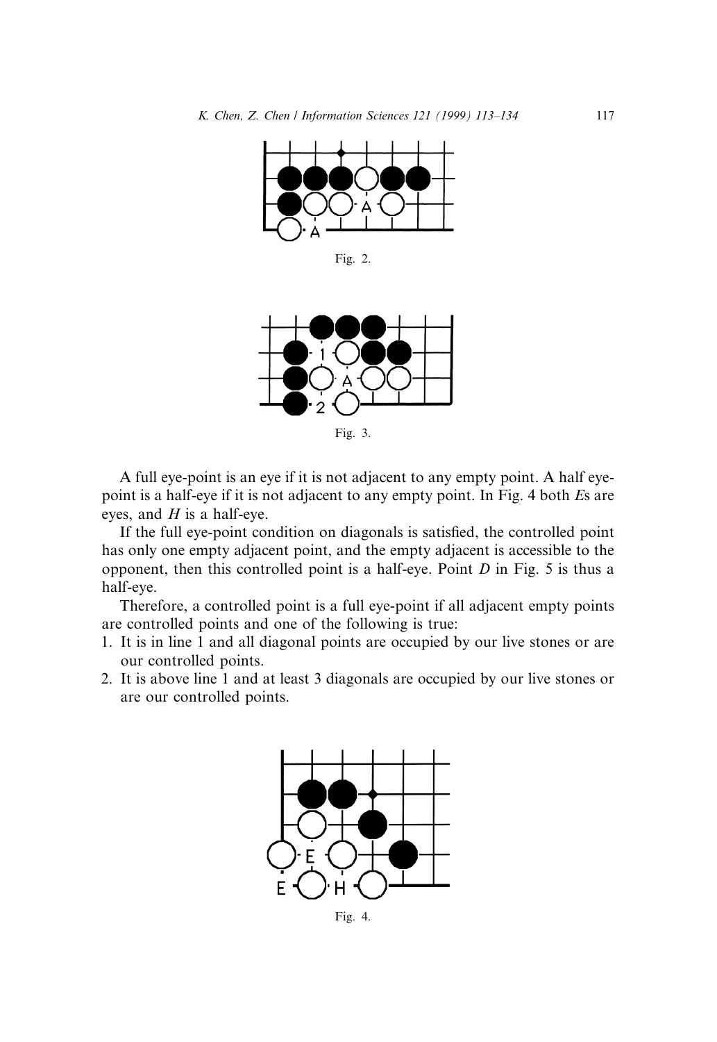Fig. 2.

Fig. 3.

A full eye-point is an eye if it is not adjacent to any empty point. A half eye-point is a half-eye if it is not adjacent to any empty point. In Fig. 4 both *E*s are eyes, and *H* is a half-eye.

If the full eye-point condition on diagonals is satisfied, the controlled point has only one empty adjacent point, and the empty adjacent is accessible to the opponent, then this controlled point is a half-eye. Point *D* in Fig. 5 is thus a half-eye.

Therefore, a controlled point is a full eye-point if all adjacent empty points are controlled points and one of the following is true:

1. It is in line 1 and all diagonal points are occupied by our live stones or are our controlled points.
2. It is above line 1 and at least 3 diagonals are occupied by our live stones or are our controlled points.

Fig. 4.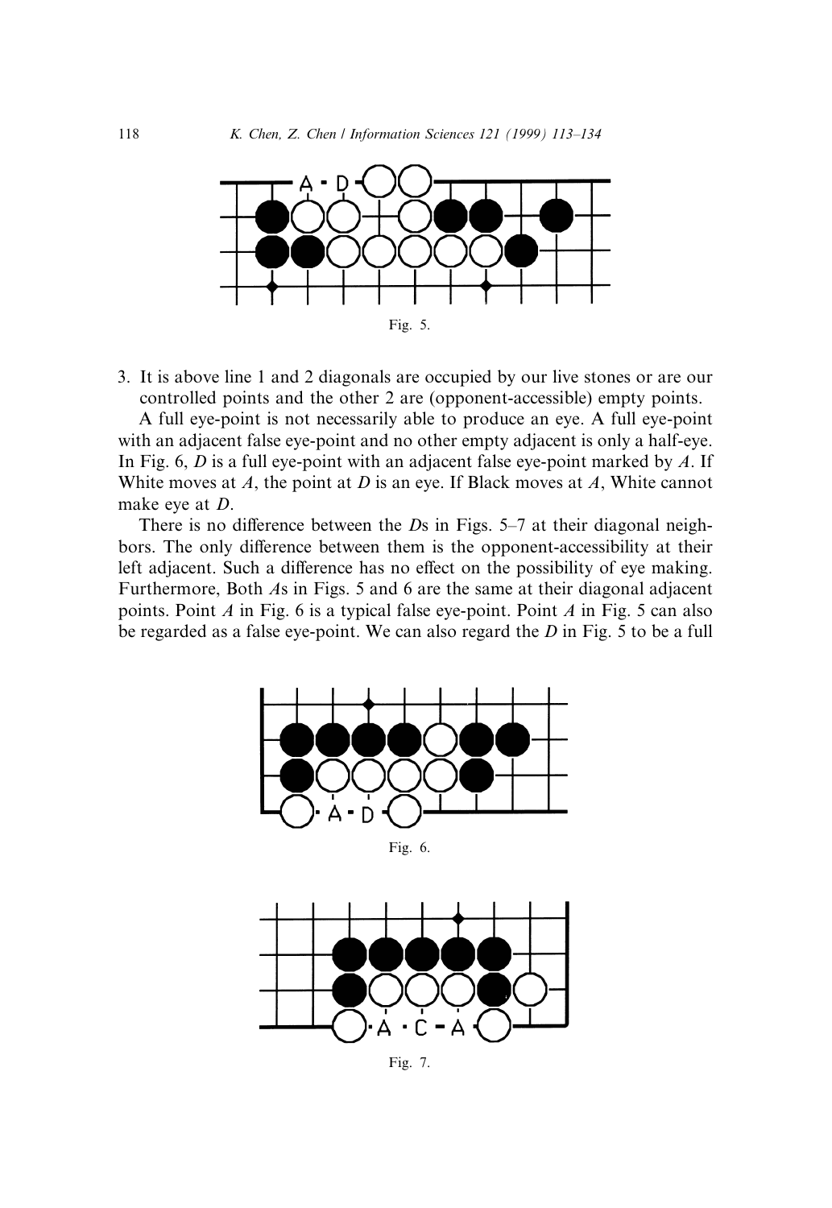Fig. 5.

3. It is above line 1 and 2 diagonals are occupied by our live stones or are our controlled points and the other 2 are (opponent-accessible) empty points.

A full eye-point is not necessarily able to produce an eye. A full eye-point with an adjacent false eye-point and no other empty adjacent is only a half-eye. In Fig. 6, *D* is a full eye-point with an adjacent false eye-point marked by *A*. If White moves at *A*, the point at *D* is an eye. If Black moves at *A*, White cannot make eye at *D*.

There is no difference between the *D*s in Figs. 5–7 at their diagonal neighbors. The only difference between them is the opponent-accessibility at their left adjacent. Such a difference has no effect on the possibility of eye making. Furthermore, Both *A*s in Figs. 5 and 6 are the same at their diagonal adjacent points. Point *A* in Fig. 6 is a typical false eye-point. Point *A* in Fig. 5 can also be regarded as a false eye-point. We can also regard the *D* in Fig. 5 to be a full

Fig. 6.

Fig. 7.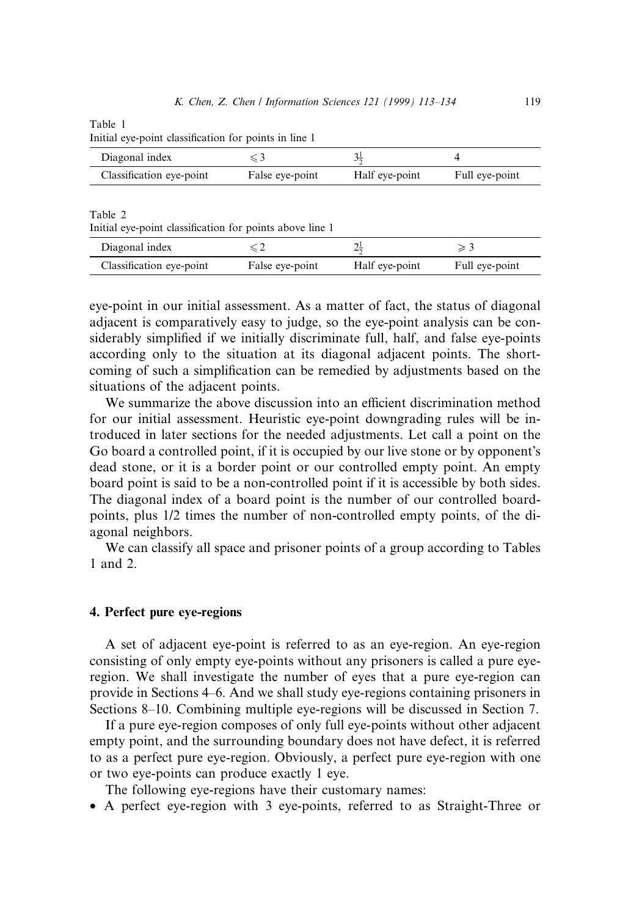Table 1
Initial eye-point classification for points in line 1

| Diagonal index | $\leqslant 3$ | $3\frac{1}{2}$ | 4 |
|---|---|---|---|
| Classification eye-point | False eye-point | Half eye-point | Full eye-point |

Table 2
Initial eye-point classification for points above line 1

| Diagonal index | $\leqslant 2$ | $2\frac{1}{2}$ | $\geqslant 3$ |
|---|---|---|---|
| Classification eye-point | False eye-point | Half eye-point | Full eye-point |

eye-point in our initial assessment. As a matter of fact, the status of diagonal adjacent is comparatively easy to judge, so the eye-point analysis can be considerably simplified if we initially discriminate full, half, and false eye-points according only to the situation at its diagonal adjacent points. The shortcoming of such a simplification can be remedied by adjustments based on the situations of the adjacent points.

We summarize the above discussion into an efficient discrimination method for our initial assessment. Heuristic eye-point downgrading rules will be introduced in later sections for the needed adjustments. Let call a point on the Go board a controlled point, if it is occupied by our live stone or by opponent's dead stone, or it is a border point or our controlled empty point. An empty board point is said to be a non-controlled point if it is accessible by both sides. The diagonal index of a board point is the number of our controlled board-points, plus 1/2 times the number of non-controlled empty points, of the diagonal neighbors.

We can classify all space and prisoner points of a group according to Tables 1 and 2.

## 4. Perfect pure eye-regions

A set of adjacent eye-point is referred to as an eye-region. An eye-region consisting of only empty eye-points without any prisoners is called a pure eye-region. We shall investigate the number of eyes that a pure eye-region can provide in Sections 4–6. And we shall study eye-regions containing prisoners in Sections 8–10. Combining multiple eye-regions will be discussed in Section 7.

If a pure eye-region composes of only full eye-points without other adjacent empty point, and the surrounding boundary does not have defect, it is referred to as a perfect pure eye-region. Obviously, a perfect pure eye-region with one or two eye-points can produce exactly 1 eye.

The following eye-regions have their customary names:

- A perfect eye-region with 3 eye-points, referred to as Straight-Three or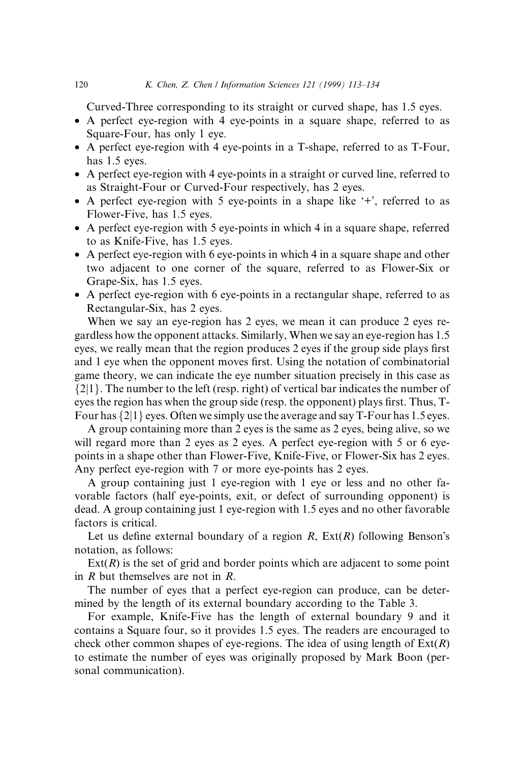Curved-Three corresponding to its straight or curved shape, has 1.5 eyes.

- A perfect eye-region with 4 eye-points in a square shape, referred to as Square-Four, has only 1 eye.
- A perfect eye-region with 4 eye-points in a T-shape, referred to as T-Four, has 1.5 eyes.
- A perfect eye-region with 4 eye-points in a straight or curved line, referred to as Straight-Four or Curved-Four respectively, has 2 eyes.
- A perfect eye-region with 5 eye-points in a shape like '+', referred to as Flower-Five, has 1.5 eyes.
- A perfect eye-region with 5 eye-points in which 4 in a square shape, referred to as Knife-Five, has 1.5 eyes.
- A perfect eye-region with 6 eye-points in which 4 in a square shape and other two adjacent to one corner of the square, referred to as Flower-Six or Grape-Six, has 1.5 eyes.
- A perfect eye-region with 6 eye-points in a rectangular shape, referred to as Rectangular-Six, has 2 eyes.

When we say an eye-region has 2 eyes, we mean it can produce 2 eyes regardless how the opponent attacks. Similarly, When we say an eye-region has 1.5 eyes, we really mean that the region produces 2 eyes if the group side plays first and 1 eye when the opponent moves first. Using the notation of combinatorial game theory, we can indicate the eye number situation precisely in this case as $\{2|1\}$. The number to the left (resp. right) of vertical bar indicates the number of eyes the region has when the group side (resp. the opponent) plays first. Thus, T-Four has $\{2|1\}$ eyes. Often we simply use the average and say T-Four has 1.5 eyes.

A group containing more than 2 eyes is the same as 2 eyes, being alive, so we will regard more than 2 eyes as 2 eyes. A perfect eye-region with 5 or 6 eye-points in a shape other than Flower-Five, Knife-Five, or Flower-Six has 2 eyes. Any perfect eye-region with 7 or more eye-points has 2 eyes.

A group containing just 1 eye-region with 1 eye or less and no other favorable factors (half eye-points, exit, or defect of surrounding opponent) is dead. A group containing just 1 eye-region with 1.5 eyes and no other favorable factors is critical.

Let us define external boundary of a region $R$, $\text{Ext}(R)$ following Benson's notation, as follows:

$\text{Ext}(R)$ is the set of grid and border points which are adjacent to some point in $R$ but themselves are not in $R$.

The number of eyes that a perfect eye-region can produce, can be determined by the length of its external boundary according to the Table 3.

For example, Knife-Five has the length of external boundary 9 and it contains a Square four, so it provides 1.5 eyes. The readers are encouraged to check other common shapes of eye-regions. The idea of using length of $\text{Ext}(R)$ to estimate the number of eyes was originally proposed by Mark Boon (personal communication).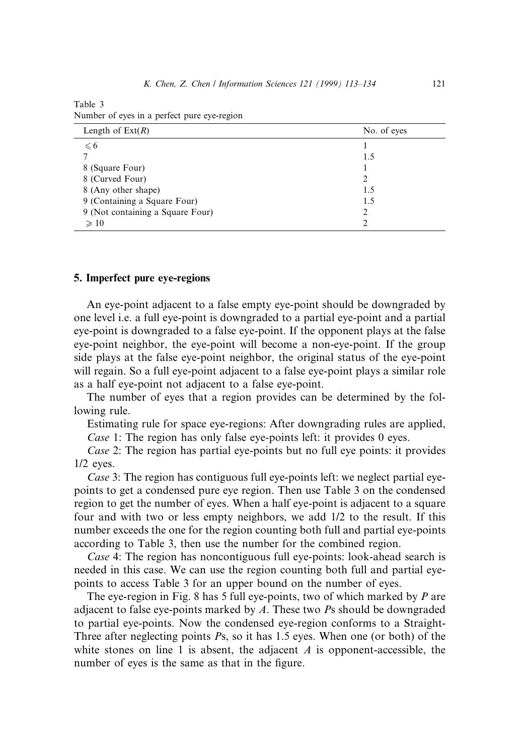Table 3
Number of eyes in a perfect pure eye-region

| Length of Ext($R$) | No. of eyes |
|---|---|
| $\leqslant 6$ | 1 |
| 7 | 1.5 |
| 8 (Square Four) | 1 |
| 8 (Curved Four) | 2 |
| 8 (Any other shape) | 1.5 |
| 9 (Containing a Square Four) | 1.5 |
| 9 (Not containing a Square Four) | 2 |
| $\geqslant 10$ | 2 |

## 5. Imperfect pure eye-regions

An eye-point adjacent to a false empty eye-point should be downgraded by one level i.e. a full eye-point is downgraded to a partial eye-point and a partial eye-point is downgraded to a false eye-point. If the opponent plays at the false eye-point neighbor, the eye-point will become a non-eye-point. If the group side plays at the false eye-point neighbor, the original status of the eye-point will regain. So a full eye-point adjacent to a false eye-point plays a similar role as a half eye-point not adjacent to a false eye-point.

The number of eyes that a region provides can be determined by the following rule.

Estimating rule for space eye-regions: After downgrading rules are applied,

*Case* 1: The region has only false eye-points left: it provides 0 eyes.

*Case* 2: The region has partial eye-points but no full eye points: it provides 1/2 eyes.

*Case* 3: The region has contiguous full eye-points left: we neglect partial eye-points to get a condensed pure eye region. Then use Table 3 on the condensed region to get the number of eyes. When a half eye-point is adjacent to a square four and with two or less empty neighbors, we add 1/2 to the result. If this number exceeds the one for the region counting both full and partial eye-points according to Table 3, then use the number for the combined region.

*Case* 4: The region has noncontiguous full eye-points: look-ahead search is needed in this case. We can use the region counting both full and partial eye-points to access Table 3 for an upper bound on the number of eyes.

The eye-region in Fig. 8 has 5 full eye-points, two of which marked by $P$ are adjacent to false eye-points marked by $A$. These two $P$s should be downgraded to partial eye-points. Now the condensed eye-region conforms to a Straight-Three after neglecting points $P$s, so it has 1.5 eyes. When one (or both) of the white stones on line 1 is absent, the adjacent $A$ is opponent-accessible, the number of eyes is the same as that in the figure.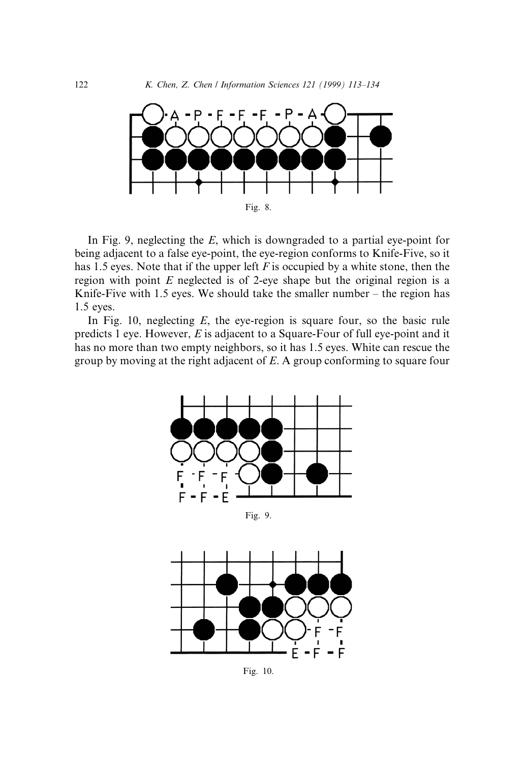Fig. 8.

In Fig. 9, neglecting the *E*, which is downgraded to a partial eye-point for being adjacent to a false eye-point, the eye-region conforms to Knife-Five, so it has 1.5 eyes. Note that if the upper left *F* is occupied by a white stone, then the region with point *E* neglected is of 2-eye shape but the original region is a Knife-Five with 1.5 eyes. We should take the smaller number – the region has 1.5 eyes.

In Fig. 10, neglecting *E*, the eye-region is square four, so the basic rule predicts 1 eye. However, *E* is adjacent to a Square-Four of full eye-point and it has no more than two empty neighbors, so it has 1.5 eyes. White can rescue the group by moving at the right adjacent of *E*. A group conforming to square four

Fig. 9.

Fig. 10.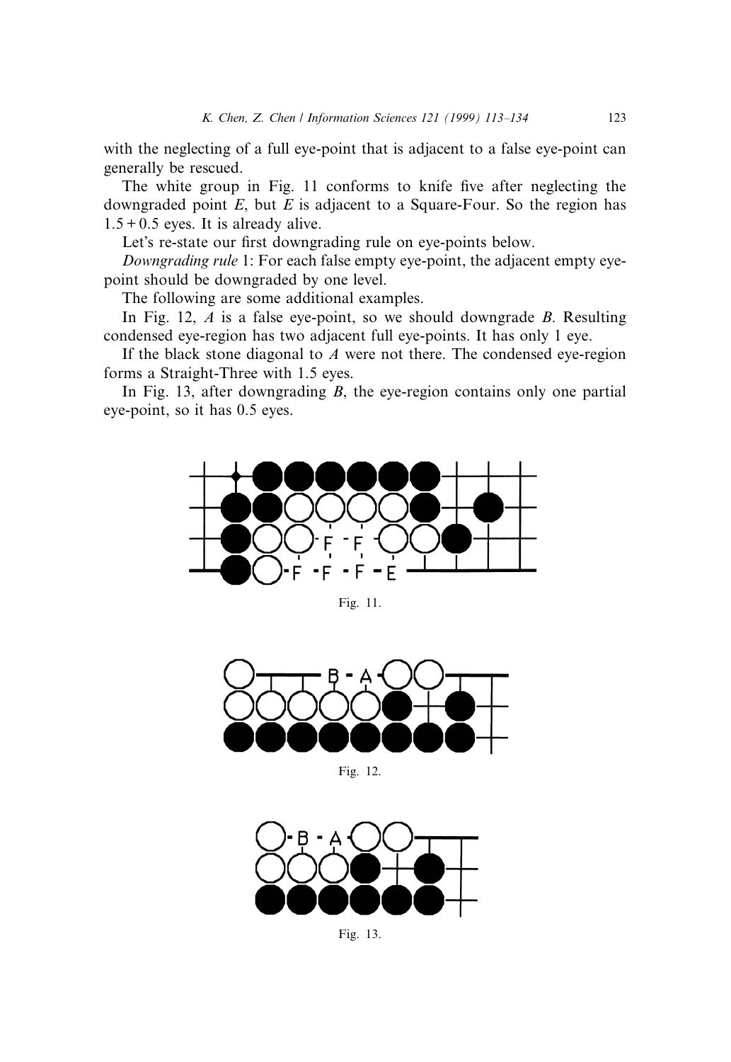with the neglecting of a full eye-point that is adjacent to a false eye-point can generally be rescued.

The white group in Fig. 11 conforms to knife five after neglecting the downgraded point *E*, but *E* is adjacent to a Square-Four. So the region has $1.5 + 0.5$ eyes. It is already alive.

Let's re-state our first downgrading rule on eye-points below.

*Downgrading rule* 1: For each false empty eye-point, the adjacent empty eye-point should be downgraded by one level.

The following are some additional examples.

In Fig. 12, *A* is a false eye-point, so we should downgrade *B*. Resulting condensed eye-region has two adjacent full eye-points. It has only 1 eye.

If the black stone diagonal to *A* were not there. The condensed eye-region forms a Straight-Three with 1.5 eyes.

In Fig. 13, after downgrading *B*, the eye-region contains only one partial eye-point, so it has 0.5 eyes.

Fig. 11.

Fig. 12.

Fig. 13.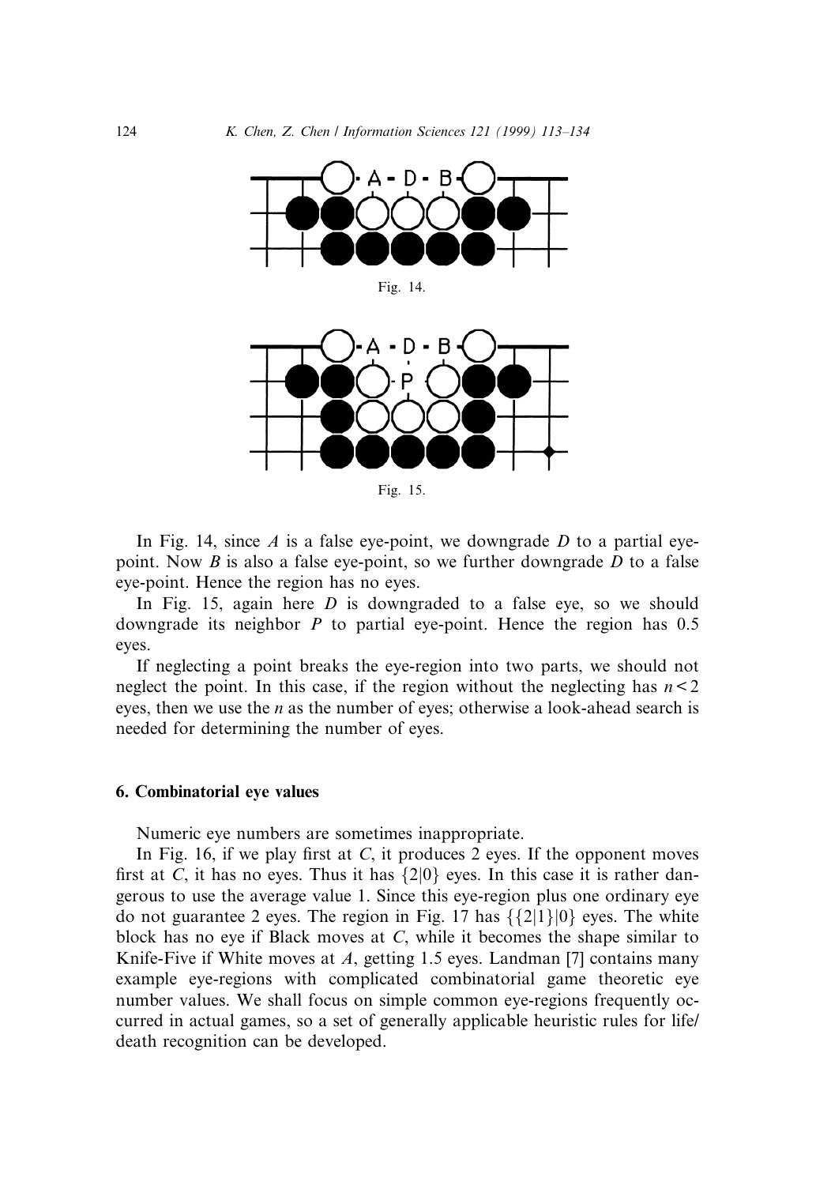Fig. 14.

Fig. 15.

In Fig. 14, since $A$ is a false eye-point, we downgrade $D$ to a partial eye-point. Now $B$ is also a false eye-point, so we further downgrade $D$ to a false eye-point. Hence the region has no eyes.

In Fig. 15, again here $D$ is downgraded to a false eye, so we should downgrade its neighbor $P$ to partial eye-point. Hence the region has 0.5 eyes.

If neglecting a point breaks the eye-region into two parts, we should not neglect the point. In this case, if the region without the neglecting has $n < 2$ eyes, then we use the $n$ as the number of eyes; otherwise a look-ahead search is needed for determining the number of eyes.

## 6. Combinatorial eye values

Numeric eye numbers are sometimes inappropriate.

In Fig. 16, if we play first at $C$, it produces 2 eyes. If the opponent moves first at $C$, it has no eyes. Thus it has $\{2|0\}$ eyes. In this case it is rather dangerous to use the average value 1. Since this eye-region plus one ordinary eye do not guarantee 2 eyes. The region in Fig. 17 has $\{\{2|1\}|0\}$ eyes. The white block has no eye if Black moves at $C$, while it becomes the shape similar to Knife-Five if White moves at $A$, getting 1.5 eyes. Landman [7] contains many example eye-regions with complicated combinatorial game theoretic eye number values. We shall focus on simple common eye-regions frequently occurred in actual games, so a set of generally applicable heuristic rules for life/death recognition can be developed.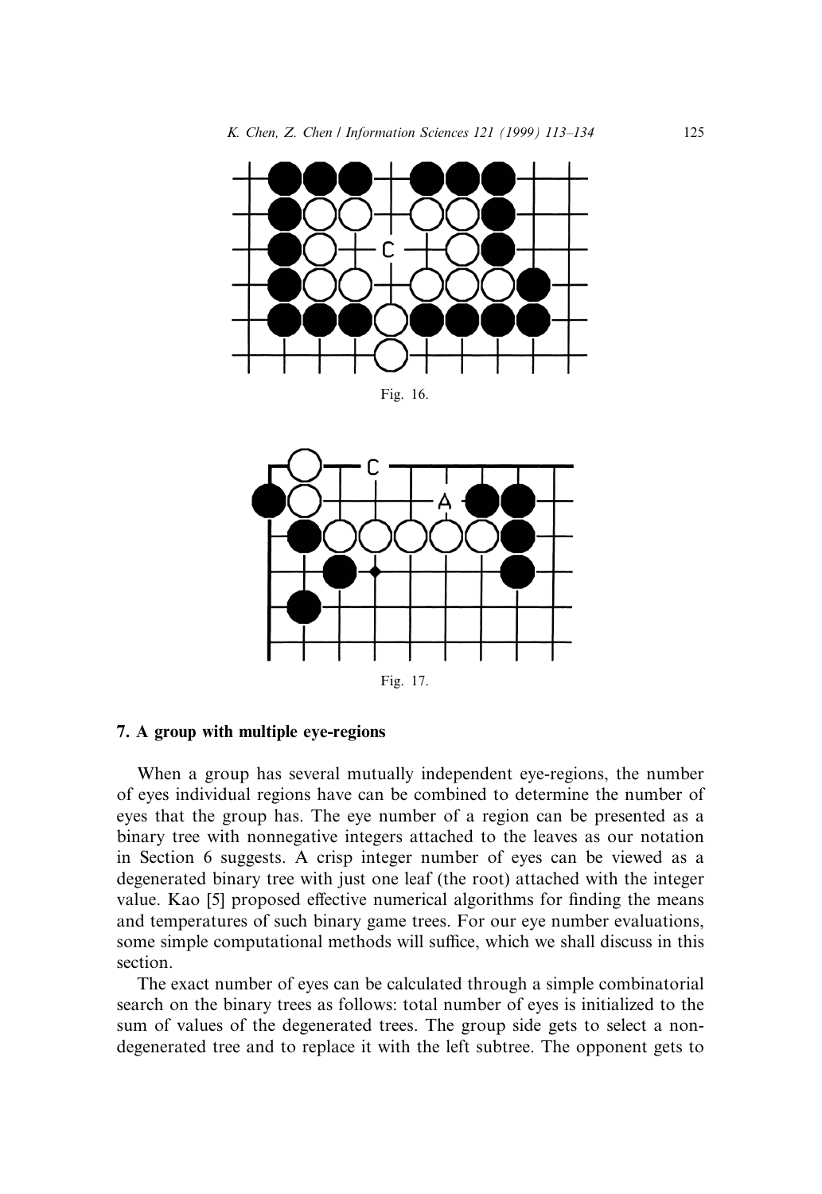Fig. 16.

Fig. 17.

## 7. A group with multiple eye-regions

When a group has several mutually independent eye-regions, the number of eyes individual regions have can be combined to determine the number of eyes that the group has. The eye number of a region can be presented as a binary tree with nonnegative integers attached to the leaves as our notation in Section 6 suggests. A crisp integer number of eyes can be viewed as a degenerated binary tree with just one leaf (the root) attached with the integer value. Kao [5] proposed effective numerical algorithms for finding the means and temperatures of such binary game trees. For our eye number evaluations, some simple computational methods will suffice, which we shall discuss in this section.

The exact number of eyes can be calculated through a simple combinatorial search on the binary trees as follows: total number of eyes is initialized to the sum of values of the degenerated trees. The group side gets to select a non-degenerated tree and to replace it with the left subtree. The opponent gets to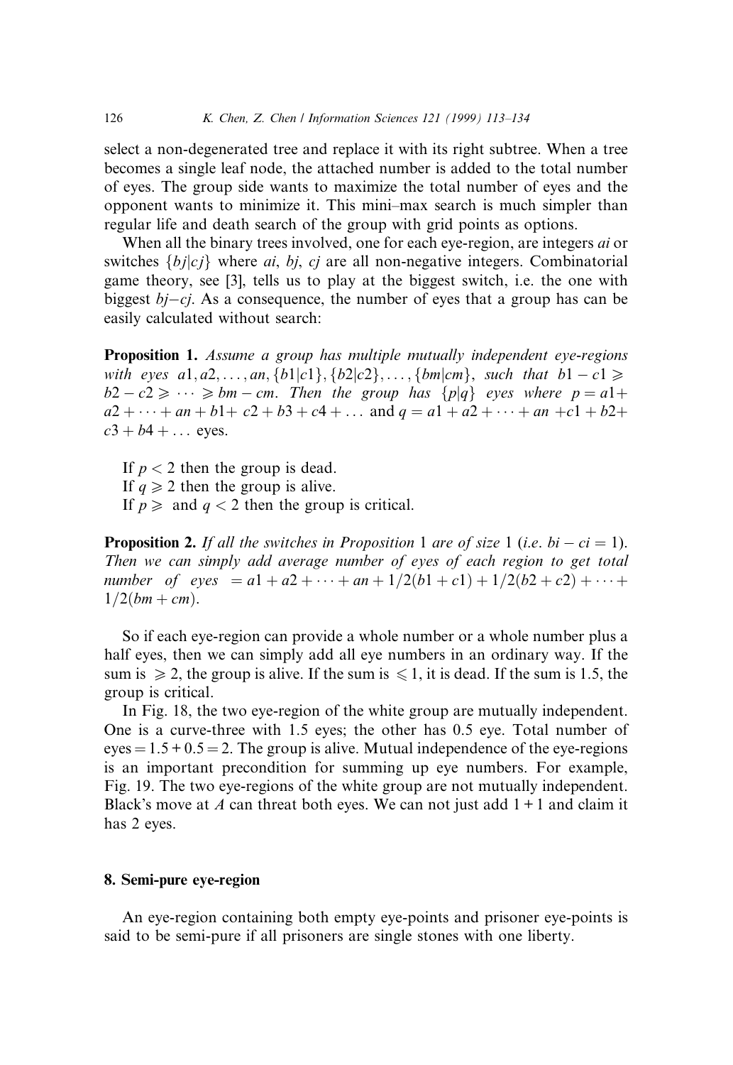select a non-degenerated tree and replace it with its right subtree. When a tree becomes a single leaf node, the attached number is added to the total number of eyes. The group side wants to maximize the total number of eyes and the opponent wants to minimize it. This mini–max search is much simpler than regular life and death search of the group with grid points as options.

When all the binary trees involved, one for each eye-region, are integers *ai* or switches $\{bj|cj\}$ where *ai*, *bj*, *cj* are all non-negative integers. Combinatorial game theory, see [3], tells us to play at the biggest switch, i.e. the one with biggest $bj-cj$. As a consequence, the number of eyes that a group has can be easily calculated without search:

**Proposition 1.** *Assume a group has multiple mutually independent eye-regions with eyes* $a1, a2, \ldots, an, \{b1|c1\}, \{b2|c2\}, \ldots, \{bm|cm\}$, *such that* $b1 - c1 \geqslant b2 - c2 \geqslant \cdots \geqslant bm - cm$. *Then the group has* $\{p|q\}$ *eyes where* $p = a1 + a2 + \cdots + an + b1 + c2 + b3 + c4 + \ldots$ and $q = a1 + a2 + \cdots + an + c1 + b2 + c3 + b4 + \ldots$ eyes.

If $p < 2$ then the group is dead.
If $q \geqslant 2$ then the group is alive.
If $p \geqslant$ and $q < 2$ then the group is critical.

**Proposition 2.** *If all the switches in Proposition* 1 *are of size* 1 (*i.e.* $bi - ci = 1$). *Then we can simply add average number of eyes of each region to get total number of eyes* $= a1 + a2 + \cdots + an + 1/2(b1 + c1) + 1/2(b2 + c2) + \cdots + 1/2(bm + cm)$.

So if each eye-region can provide a whole number or a whole number plus a half eyes, then we can simply add all eye numbers in an ordinary way. If the sum is $\geqslant 2$, the group is alive. If the sum is $\leqslant 1$, it is dead. If the sum is 1.5, the group is critical.

In Fig. 18, the two eye-region of the white group are mutually independent. One is a curve-three with 1.5 eyes; the other has 0.5 eye. Total number of eyes $= 1.5 + 0.5 = 2$. The group is alive. Mutual independence of the eye-regions is an important precondition for summing up eye numbers. For example, Fig. 19. The two eye-regions of the white group are not mutually independent. Black's move at *A* can threat both eyes. We can not just add $1 + 1$ and claim it has 2 eyes.

## 8. Semi-pure eye-region

An eye-region containing both empty eye-points and prisoner eye-points is said to be semi-pure if all prisoners are single stones with one liberty.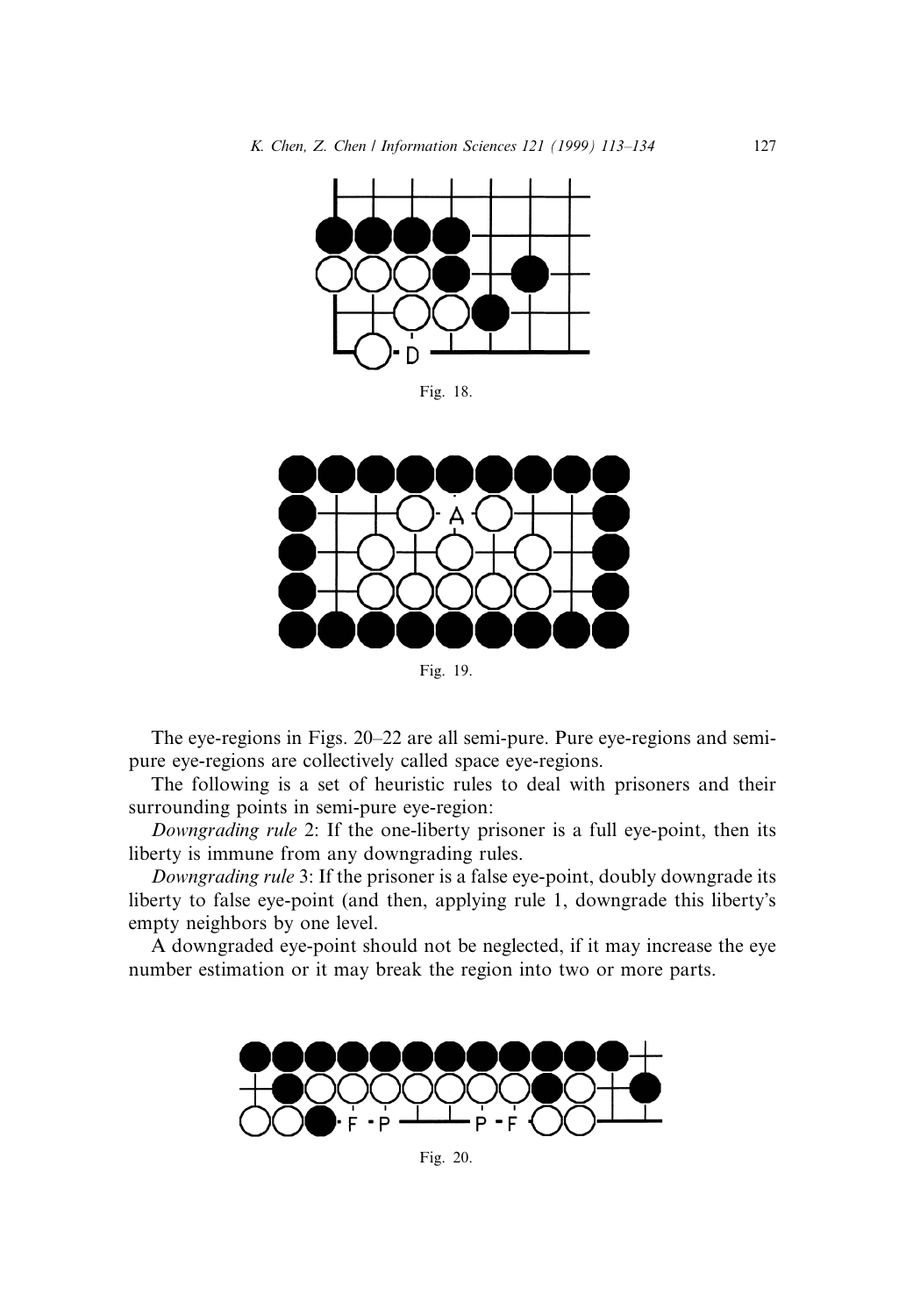Fig. 18.

Fig. 19.

The eye-regions in Figs. 20–22 are all semi-pure. Pure eye-regions and semi-pure eye-regions are collectively called space eye-regions.

The following is a set of heuristic rules to deal with prisoners and their surrounding points in semi-pure eye-region:

*Downgrading rule* 2: If the one-liberty prisoner is a full eye-point, then its liberty is immune from any downgrading rules.

*Downgrading rule* 3: If the prisoner is a false eye-point, doubly downgrade its liberty to false eye-point (and then, applying rule 1, downgrade this liberty's empty neighbors by one level.

A downgraded eye-point should not be neglected, if it may increase the eye number estimation or it may break the region into two or more parts.

Fig. 20.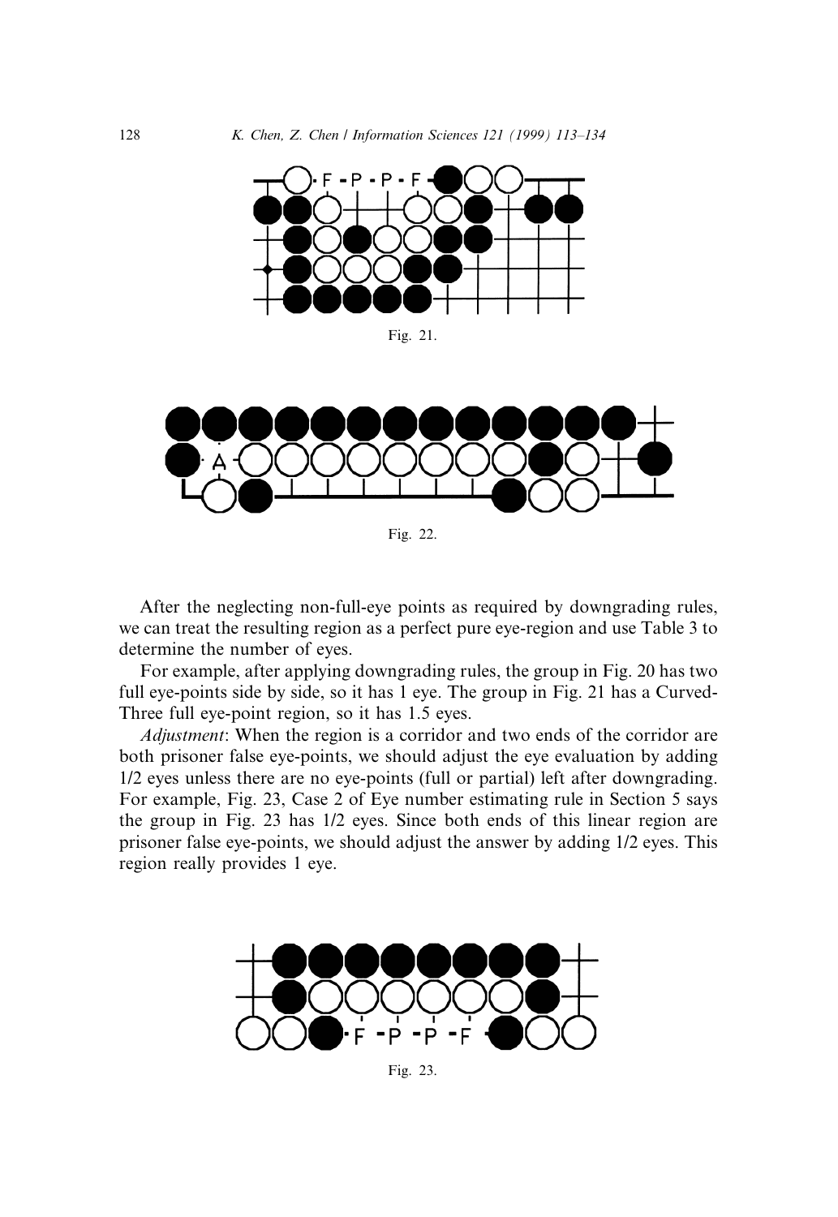Fig. 21.

Fig. 22.

After the neglecting non-full-eye points as required by downgrading rules, we can treat the resulting region as a perfect pure eye-region and use Table 3 to determine the number of eyes.

For example, after applying downgrading rules, the group in Fig. 20 has two full eye-points side by side, so it has 1 eye. The group in Fig. 21 has a Curved-Three full eye-point region, so it has 1.5 eyes.

*Adjustment*: When the region is a corridor and two ends of the corridor are both prisoner false eye-points, we should adjust the eye evaluation by adding 1/2 eyes unless there are no eye-points (full or partial) left after downgrading. For example, Fig. 23, Case 2 of Eye number estimating rule in Section 5 says the group in Fig. 23 has 1/2 eyes. Since both ends of this linear region are prisoner false eye-points, we should adjust the answer by adding 1/2 eyes. This region really provides 1 eye.

Fig. 23.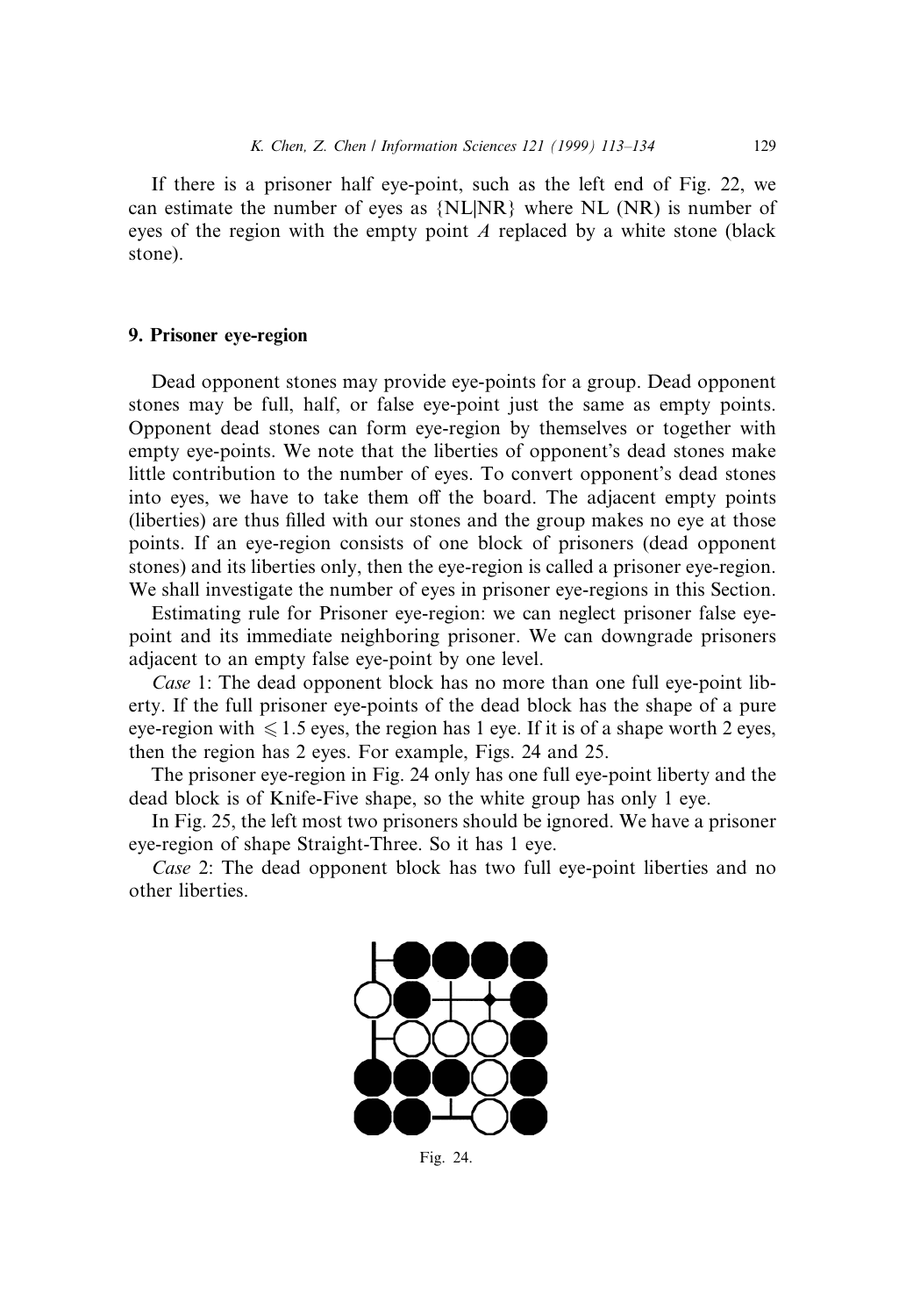If there is a prisoner half eye-point, such as the left end of Fig. 22, we can estimate the number of eyes as {NL|NR} where NL (NR) is number of eyes of the region with the empty point $A$ replaced by a white stone (black stone).

## 9. Prisoner eye-region

Dead opponent stones may provide eye-points for a group. Dead opponent stones may be full, half, or false eye-point just the same as empty points. Opponent dead stones can form eye-region by themselves or together with empty eye-points. We note that the liberties of opponent's dead stones make little contribution to the number of eyes. To convert opponent's dead stones into eyes, we have to take them off the board. The adjacent empty points (liberties) are thus filled with our stones and the group makes no eye at those points. If an eye-region consists of one block of prisoners (dead opponent stones) and its liberties only, then the eye-region is called a prisoner eye-region. We shall investigate the number of eyes in prisoner eye-regions in this Section.

Estimating rule for Prisoner eye-region: we can neglect prisoner false eye-point and its immediate neighboring prisoner. We can downgrade prisoners adjacent to an empty false eye-point by one level.

*Case* 1: The dead opponent block has no more than one full eye-point liberty. If the full prisoner eye-points of the dead block has the shape of a pure eye-region with $\leqslant 1.5$ eyes, the region has 1 eye. If it is of a shape worth 2 eyes, then the region has 2 eyes. For example, Figs. 24 and 25.

The prisoner eye-region in Fig. 24 only has one full eye-point liberty and the dead block is of Knife-Five shape, so the white group has only 1 eye.

In Fig. 25, the left most two prisoners should be ignored. We have a prisoner eye-region of shape Straight-Three. So it has 1 eye.

*Case* 2: The dead opponent block has two full eye-point liberties and no other liberties.

Fig. 24.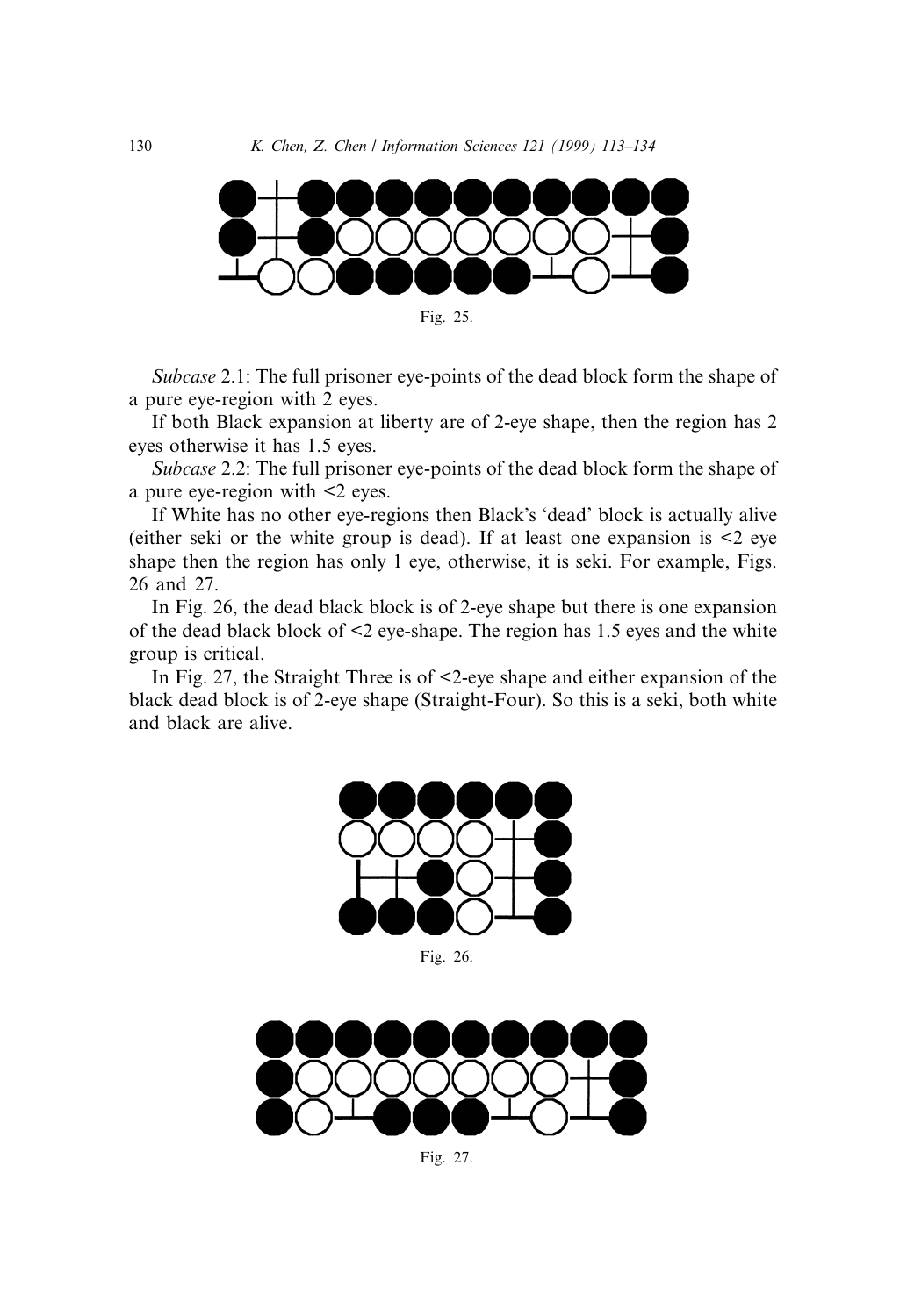Fig. 25.

*Subcase* 2.1: The full prisoner eye-points of the dead block form the shape of a pure eye-region with 2 eyes.

If both Black expansion at liberty are of 2-eye shape, then the region has 2 eyes otherwise it has 1.5 eyes.

*Subcase* 2.2: The full prisoner eye-points of the dead block form the shape of a pure eye-region with <2 eyes.

If White has no other eye-regions then Black's 'dead' block is actually alive (either seki or the white group is dead). If at least one expansion is <2 eye shape then the region has only 1 eye, otherwise, it is seki. For example, Figs. 26 and 27.

In Fig. 26, the dead black block is of 2-eye shape but there is one expansion of the dead black block of <2 eye-shape. The region has 1.5 eyes and the white group is critical.

In Fig. 27, the Straight Three is of <2-eye shape and either expansion of the black dead block is of 2-eye shape (Straight-Four). So this is a seki, both white and black are alive.

Fig. 26.

Fig. 27.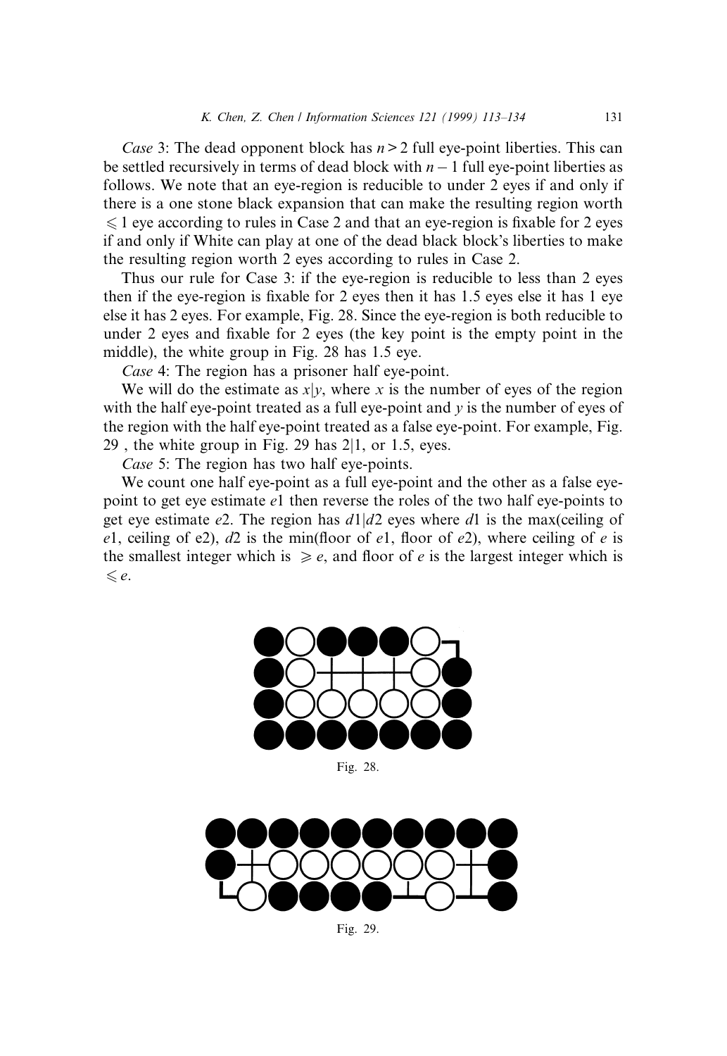*Case* 3: The dead opponent block has $n > 2$ full eye-point liberties. This can be settled recursively in terms of dead block with $n - 1$ full eye-point liberties as follows. We note that an eye-region is reducible to under 2 eyes if and only if there is a one stone black expansion that can make the resulting region worth $\leqslant 1$ eye according to rules in Case 2 and that an eye-region is fixable for 2 eyes if and only if White can play at one of the dead black block's liberties to make the resulting region worth 2 eyes according to rules in Case 2.

Thus our rule for Case 3: if the eye-region is reducible to less than 2 eyes then if the eye-region is fixable for 2 eyes then it has 1.5 eyes else it has 1 eye else it has 2 eyes. For example, Fig. 28. Since the eye-region is both reducible to under 2 eyes and fixable for 2 eyes (the key point is the empty point in the middle), the white group in Fig. 28 has 1.5 eye.

*Case* 4: The region has a prisoner half eye-point.

We will do the estimate as $x|y$, where $x$ is the number of eyes of the region with the half eye-point treated as a full eye-point and $y$ is the number of eyes of the region with the half eye-point treated as a false eye-point. For example, Fig. 29 , the white group in Fig. 29 has 2|1, or 1.5, eyes.

*Case* 5: The region has two half eye-points.

We count one half eye-point as a full eye-point and the other as a false eye-point to get eye estimate $e1$ then reverse the roles of the two half eye-points to get eye estimate $e2$. The region has $d1|d2$ eyes where $d1$ is the max(ceiling of $e1$, ceiling of e2), $d2$ is the min(floor of $e1$, floor of $e2$), where ceiling of $e$ is the smallest integer which is $\geqslant e$, and floor of $e$ is the largest integer which is $\leqslant e$.

Fig. 28.

Fig. 29.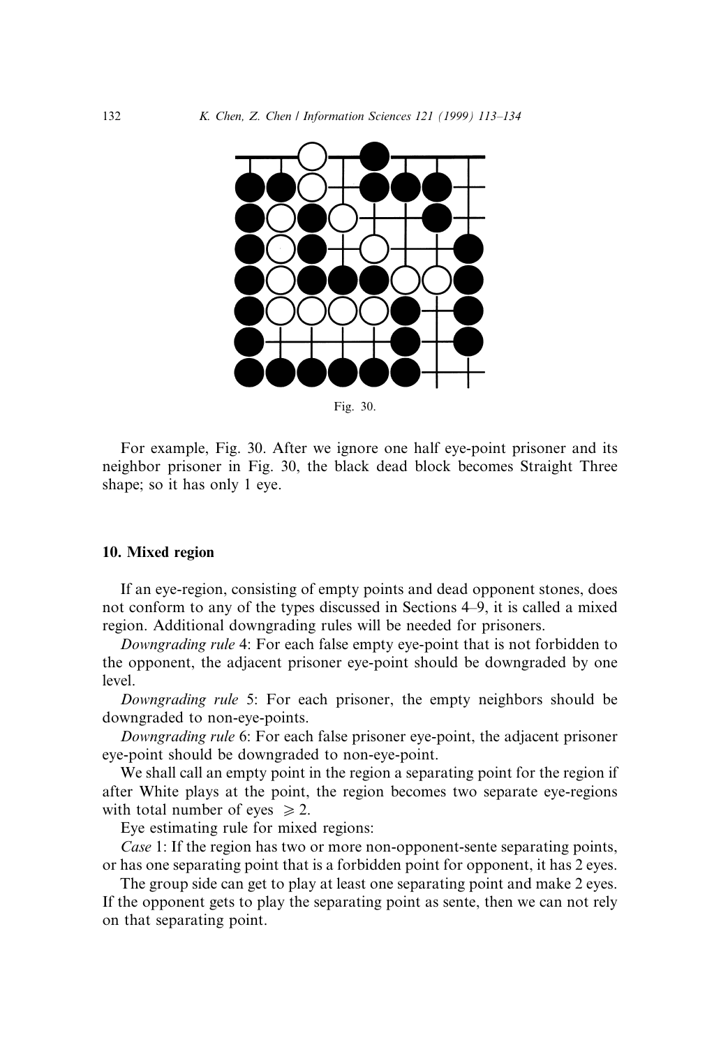Fig. 30.

For example, Fig. 30. After we ignore one half eye-point prisoner and its neighbor prisoner in Fig. 30, the black dead block becomes Straight Three shape; so it has only 1 eye.

## 10. Mixed region

If an eye-region, consisting of empty points and dead opponent stones, does not conform to any of the types discussed in Sections 4–9, it is called a mixed region. Additional downgrading rules will be needed for prisoners.

*Downgrading rule* 4: For each false empty eye-point that is not forbidden to the opponent, the adjacent prisoner eye-point should be downgraded by one level.

*Downgrading rule* 5: For each prisoner, the empty neighbors should be downgraded to non-eye-points.

*Downgrading rule* 6: For each false prisoner eye-point, the adjacent prisoner eye-point should be downgraded to non-eye-point.

We shall call an empty point in the region a separating point for the region if after White plays at the point, the region becomes two separate eye-regions with total number of eyes $\geqslant 2$.

Eye estimating rule for mixed regions:

*Case* 1: If the region has two or more non-opponent-sente separating points, or has one separating point that is a forbidden point for opponent, it has 2 eyes.

The group side can get to play at least one separating point and make 2 eyes. If the opponent gets to play the separating point as sente, then we can not rely on that separating point.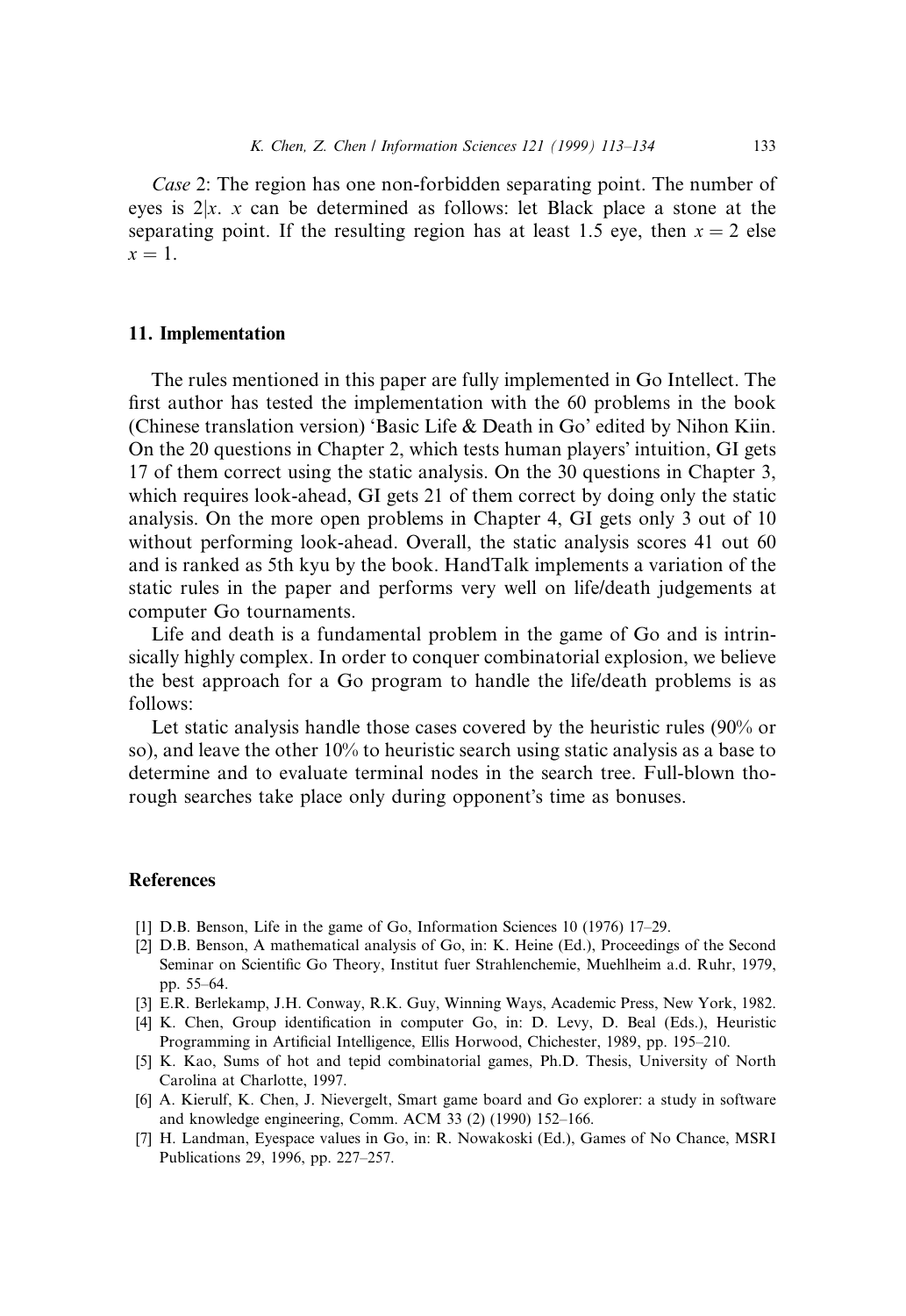*Case* 2: The region has one non-forbidden separating point. The number of eyes is $2|x$. $x$ can be determined as follows: let Black place a stone at the separating point. If the resulting region has at least 1.5 eye, then $x = 2$ else $x = 1$.

## 11. Implementation

The rules mentioned in this paper are fully implemented in Go Intellect. The first author has tested the implementation with the 60 problems in the book (Chinese translation version) 'Basic Life & Death in Go' edited by Nihon Kiin. On the 20 questions in Chapter 2, which tests human players' intuition, GI gets 17 of them correct using the static analysis. On the 30 questions in Chapter 3, which requires look-ahead, GI gets 21 of them correct by doing only the static analysis. On the more open problems in Chapter 4, GI gets only 3 out of 10 without performing look-ahead. Overall, the static analysis scores 41 out 60 and is ranked as 5th kyu by the book. HandTalk implements a variation of the static rules in the paper and performs very well on life/death judgements at computer Go tournaments.

Life and death is a fundamental problem in the game of Go and is intrinsically highly complex. In order to conquer combinatorial explosion, we believe the best approach for a Go program to handle the life/death problems is as follows:

Let static analysis handle those cases covered by the heuristic rules (90% or so), and leave the other 10% to heuristic search using static analysis as a base to determine and to evaluate terminal nodes in the search tree. Full-blown thorough searches take place only during opponent's time as bonuses.

## References

[1] D.B. Benson, Life in the game of Go, Information Sciences 10 (1976) 17–29.

[2] D.B. Benson, A mathematical analysis of Go, in: K. Heine (Ed.), Proceedings of the Second Seminar on Scientific Go Theory, Institut fuer Strahlenchemie, Muehlheim a.d. Ruhr, 1979, pp. 55–64.

[3] E.R. Berlekamp, J.H. Conway, R.K. Guy, Winning Ways, Academic Press, New York, 1982.

[4] K. Chen, Group identification in computer Go, in: D. Levy, D. Beal (Eds.), Heuristic Programming in Artificial Intelligence, Ellis Horwood, Chichester, 1989, pp. 195–210.

[5] K. Kao, Sums of hot and tepid combinatorial games, Ph.D. Thesis, University of North Carolina at Charlotte, 1997.

[6] A. Kierulf, K. Chen, J. Nievergelt, Smart game board and Go explorer: a study in software and knowledge engineering, Comm. ACM 33 (2) (1990) 152–166.

[7] H. Landman, Eyespace values in Go, in: R. Nowakoski (Ed.), Games of No Chance, MSRI Publications 29, 1996, pp. 227–257.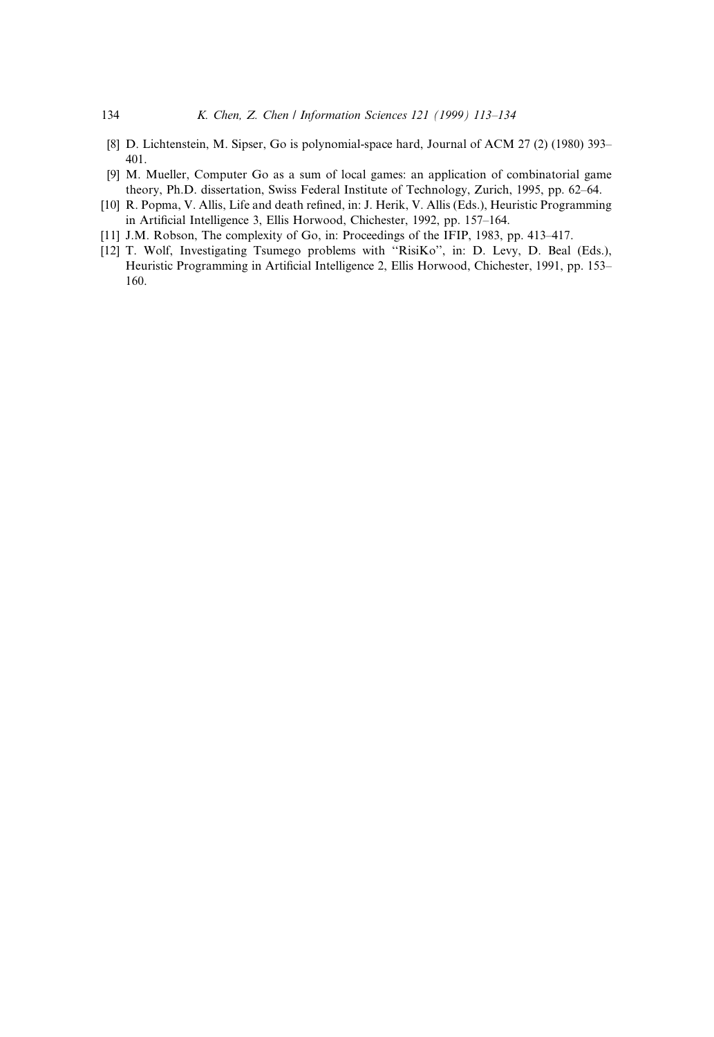[8] D. Lichtenstein, M. Sipser, Go is polynomial-space hard, Journal of ACM 27 (2) (1980) 393–401.

[9] M. Mueller, Computer Go as a sum of local games: an application of combinatorial game theory, Ph.D. dissertation, Swiss Federal Institute of Technology, Zurich, 1995, pp. 62–64.

[10] R. Popma, V. Allis, Life and death refined, in: J. Herik, V. Allis (Eds.), Heuristic Programming in Artificial Intelligence 3, Ellis Horwood, Chichester, 1992, pp. 157–164.

[11] J.M. Robson, The complexity of Go, in: Proceedings of the IFIP, 1983, pp. 413–417.

[12] T. Wolf, Investigating Tsumego problems with "RisiKo", in: D. Levy, D. Beal (Eds.), Heuristic Programming in Artificial Intelligence 2, Ellis Horwood, Chichester, 1991, pp. 153–160.